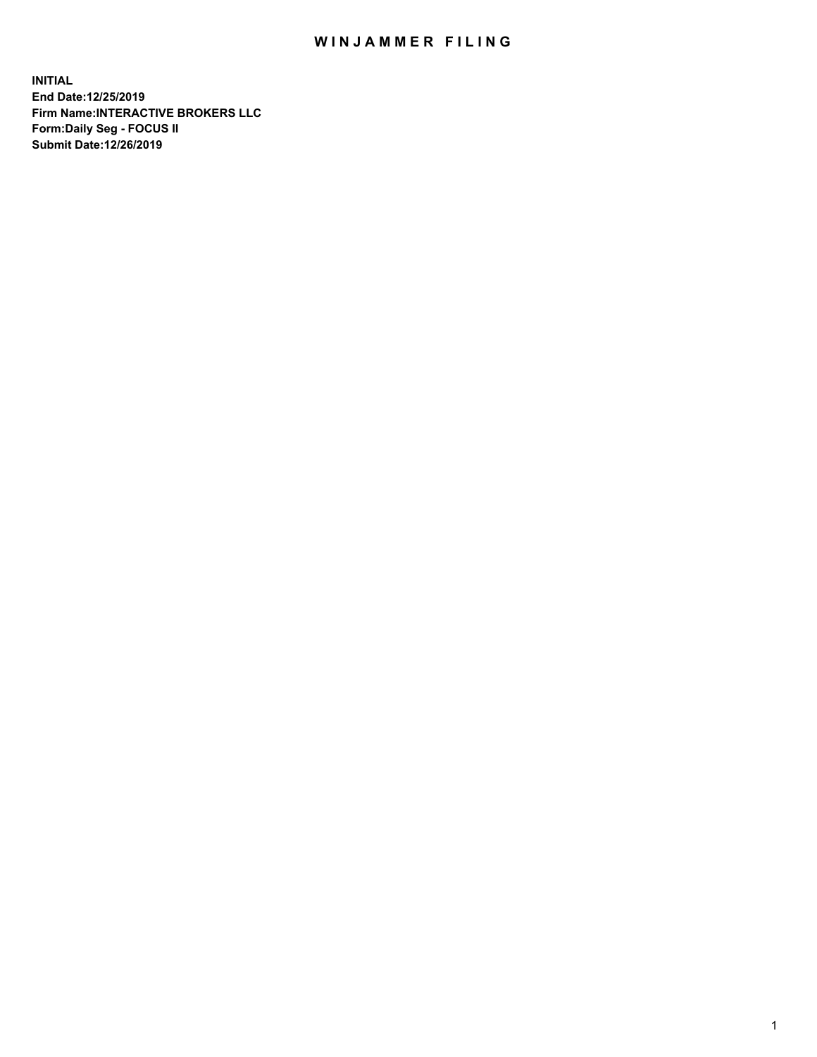# WINJAMMER FILING

**INITIAL**
**End Date:12/25/2019**
**Firm Name:INTERACTIVE BROKERS LLC**
**Form:Daily Seg - FOCUS II**
**Submit Date:12/26/2019**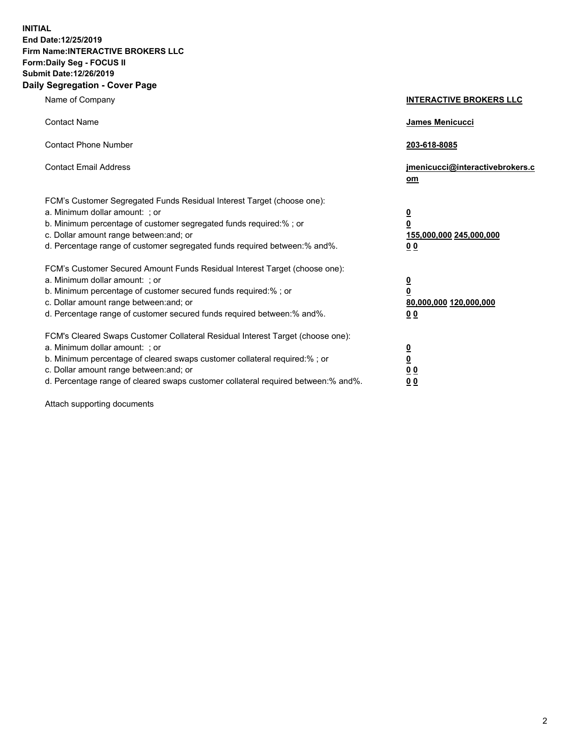**INITIAL**
**End Date:12/25/2019**
**Firm Name:INTERACTIVE BROKERS LLC**
**Form:Daily Seg - FOCUS II**
**Submit Date:12/26/2019**

## Daily Segregation - Cover Page

| | |
|---|---|
| Name of Company | **INTERACTIVE BROKERS LLC** |
| Contact Name | **James Menicucci** |
| Contact Phone Number | **203-618-8085** |
| Contact Email Address | **jmenicucci@interactivebrokers.com** |

FCM's Customer Segregated Funds Residual Interest Target (choose one):

| | |
|---|---|
| a. Minimum dollar amount: ; or | **0** |
| b. Minimum percentage of customer segregated funds required:% ; or | **0** |
| c. Dollar amount range between:and; or | **155,000,000 245,000,000** |
| d. Percentage range of customer segregated funds required between:% and%. | **0 0** |

FCM's Customer Secured Amount Funds Residual Interest Target (choose one):

| | |
|---|---|
| a. Minimum dollar amount: ; or | **0** |
| b. Minimum percentage of customer secured funds required:% ; or | **0** |
| c. Dollar amount range between:and; or | **80,000,000 120,000,000** |
| d. Percentage range of customer secured funds required between:% and%. | **0 0** |

FCM's Cleared Swaps Customer Collateral Residual Interest Target (choose one):

| | |
|---|---|
| a. Minimum dollar amount: ; or | **0** |
| b. Minimum percentage of cleared swaps customer collateral required:% ; or | **0** |
| c. Dollar amount range between:and; or | **0 0** |
| d. Percentage range of cleared swaps customer collateral required between:% and%. | **0 0** |

Attach supporting documents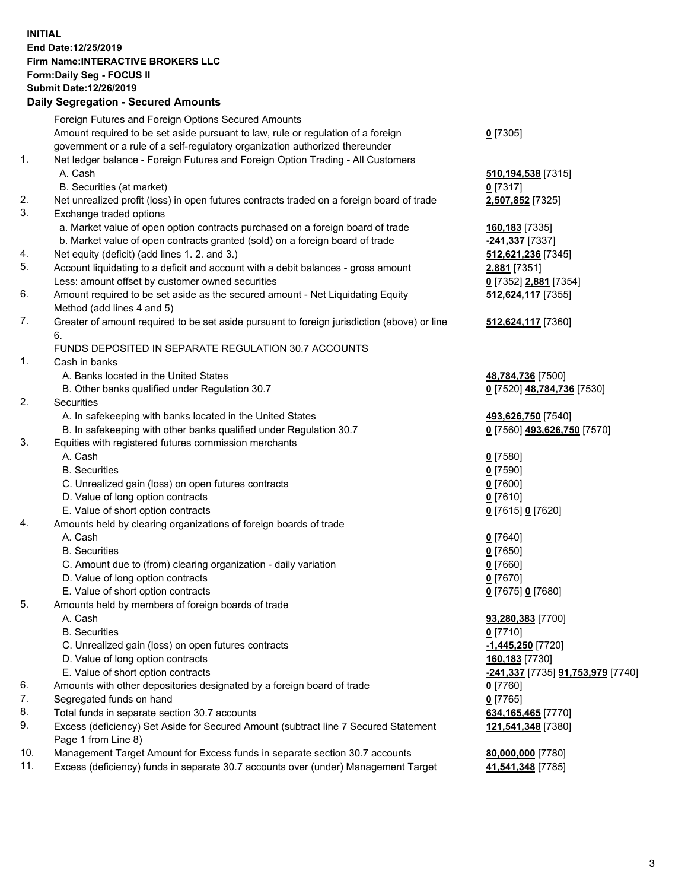**INITIAL**
**End Date:12/25/2019**
**Firm Name:INTERACTIVE BROKERS LLC**
**Form:Daily Seg - FOCUS II**
**Submit Date:12/26/2019**

**Daily Segregation - Secured Amounts**

| | | |
|---|---|---|
| | Foreign Futures and Foreign Options Secured Amounts | |
| | Amount required to be set aside pursuant to law, rule or regulation of a foreign government or a rule of a self-regulatory organization authorized thereunder | **0** [7305] |
| 1. | Net ledger balance - Foreign Futures and Foreign Option Trading - All Customers | |
| | A. Cash | **510,194,538** [7315] |
| | B. Securities (at market) | **0** [7317] |
| 2. | Net unrealized profit (loss) in open futures contracts traded on a foreign board of trade | **2,507,852** [7325] |
| 3. | Exchange traded options | |
| | a. Market value of open option contracts purchased on a foreign board of trade | **160,183** [7335] |
| | b. Market value of open contracts granted (sold) on a foreign board of trade | **-241,337** [7337] |
| 4. | Net equity (deficit) (add lines 1. 2. and 3.) | **512,621,236** [7345] |
| 5. | Account liquidating to a deficit and account with a debit balances - gross amount | **2,881** [7351] |
| | Less: amount offset by customer owned securities | **0** [7352] **2,881** [7354] |
| 6. | Amount required to be set aside as the secured amount - Net Liquidating Equity Method (add lines 4 and 5) | **512,624,117** [7355] |
| 7. | Greater of amount required to be set aside pursuant to foreign jurisdiction (above) or line 6. | **512,624,117** [7360] |
| | FUNDS DEPOSITED IN SEPARATE REGULATION 30.7 ACCOUNTS | |
| 1. | Cash in banks | |
| | A. Banks located in the United States | **48,784,736** [7500] |
| | B. Other banks qualified under Regulation 30.7 | **0** [7520] **48,784,736** [7530] |
| 2. | Securities | |
| | A. In safekeeping with banks located in the United States | **493,626,750** [7540] |
| | B. In safekeeping with other banks qualified under Regulation 30.7 | **0** [7560] **493,626,750** [7570] |
| 3. | Equities with registered futures commission merchants | |
| | A. Cash | **0** [7580] |
| | B. Securities | **0** [7590] |
| | C. Unrealized gain (loss) on open futures contracts | **0** [7600] |
| | D. Value of long option contracts | **0** [7610] |
| | E. Value of short option contracts | **0** [7615] **0** [7620] |
| 4. | Amounts held by clearing organizations of foreign boards of trade | |
| | A. Cash | **0** [7640] |
| | B. Securities | **0** [7650] |
| | C. Amount due to (from) clearing organization - daily variation | **0** [7660] |
| | D. Value of long option contracts | **0** [7670] |
| | E. Value of short option contracts | **0** [7675] **0** [7680] |
| 5. | Amounts held by members of foreign boards of trade | |
| | A. Cash | **93,280,383** [7700] |
| | B. Securities | **0** [7710] |
| | C. Unrealized gain (loss) on open futures contracts | **-1,445,250** [7720] |
| | D. Value of long option contracts | **160,183** [7730] |
| | E. Value of short option contracts | **-241,337** [7735] **91,753,979** [7740] |
| 6. | Amounts with other depositories designated by a foreign board of trade | **0** [7760] |
| 7. | Segregated funds on hand | **0** [7765] |
| 8. | Total funds in separate section 30.7 accounts | **634,165,465** [7770] |
| 9. | Excess (deficiency) Set Aside for Secured Amount (subtract line 7 Secured Statement Page 1 from Line 8) | **121,541,348** [7380] |
| 10. | Management Target Amount for Excess funds in separate section 30.7 accounts | **80,000,000** [7780] |
| 11. | Excess (deficiency) funds in separate 30.7 accounts over (under) Management Target | **41,541,348** [7785] |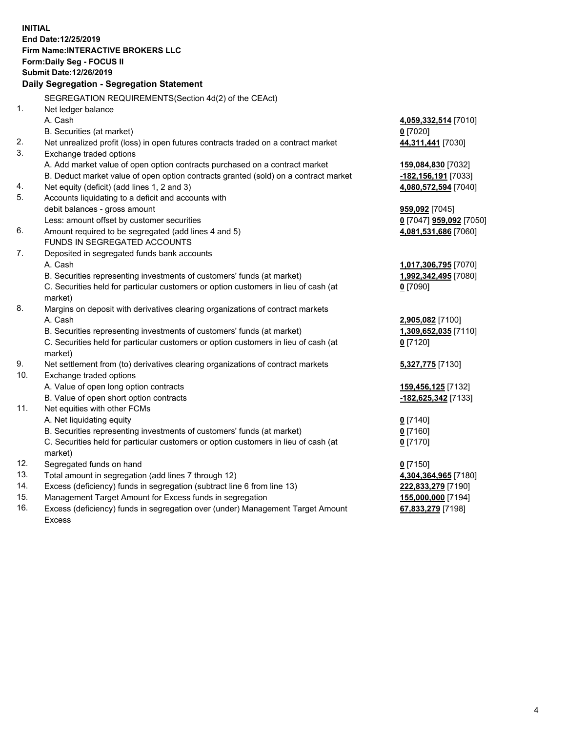**INITIAL**
**End Date:12/25/2019**
**Firm Name:INTERACTIVE BROKERS LLC**
**Form:Daily Seg - FOCUS II**
**Submit Date:12/26/2019**

**Daily Segregation - Segregation Statement**

| | SEGREGATION REQUIREMENTS(Section 4d(2) of the CEAct) | |
|---|---|---|
| 1. | Net ledger balance | |
| | A. Cash | **4,059,332,514** [7010] |
| | B. Securities (at market) | **0** [7020] |
| 2. | Net unrealized profit (loss) in open futures contracts traded on a contract market | **44,311,441** [7030] |
| 3. | Exchange traded options | |
| | A. Add market value of open option contracts purchased on a contract market | **159,084,830** [7032] |
| | B. Deduct market value of open option contracts granted (sold) on a contract market | **-182,156,191** [7033] |
| 4. | Net equity (deficit) (add lines 1, 2 and 3) | **4,080,572,594** [7040] |
| 5. | Accounts liquidating to a deficit and accounts with | |
| | debit balances - gross amount | **959,092** [7045] |
| | Less: amount offset by customer securities | **0** [7047] **959,092** [7050] |
| 6. | Amount required to be segregated (add lines 4 and 5) | **4,081,531,686** [7060] |
| | FUNDS IN SEGREGATED ACCOUNTS | |
| 7. | Deposited in segregated funds bank accounts | |
| | A. Cash | **1,017,306,795** [7070] |
| | B. Securities representing investments of customers' funds (at market) | **1,992,342,495** [7080] |
| | C. Securities held for particular customers or option customers in lieu of cash (at market) | **0** [7090] |
| 8. | Margins on deposit with derivatives clearing organizations of contract markets | |
| | A. Cash | **2,905,082** [7100] |
| | B. Securities representing investments of customers' funds (at market) | **1,309,652,035** [7110] |
| | C. Securities held for particular customers or option customers in lieu of cash (at market) | **0** [7120] |
| 9. | Net settlement from (to) derivatives clearing organizations of contract markets | **5,327,775** [7130] |
| 10. | Exchange traded options | |
| | A. Value of open long option contracts | **159,456,125** [7132] |
| | B. Value of open short option contracts | **-182,625,342** [7133] |
| 11. | Net equities with other FCMs | |
| | A. Net liquidating equity | **0** [7140] |
| | B. Securities representing investments of customers' funds (at market) | **0** [7160] |
| | C. Securities held for particular customers or option customers in lieu of cash (at market) | **0** [7170] |
| 12. | Segregated funds on hand | **0** [7150] |
| 13. | Total amount in segregation (add lines 7 through 12) | **4,304,364,965** [7180] |
| 14. | Excess (deficiency) funds in segregation (subtract line 6 from line 13) | **222,833,279** [7190] |
| 15. | Management Target Amount for Excess funds in segregation | **155,000,000** [7194] |
| 16. | Excess (deficiency) funds in segregation over (under) Management Target Amount Excess | **67,833,279** [7198] |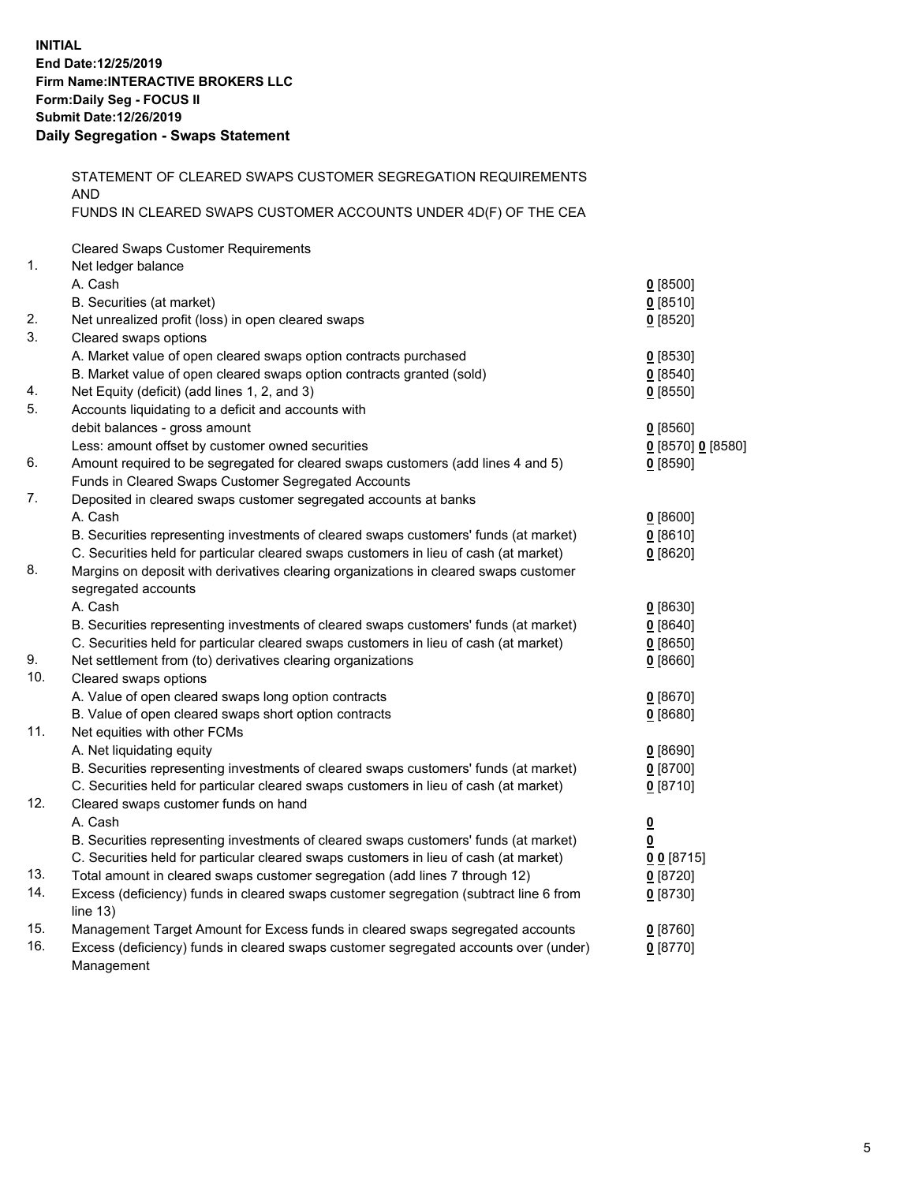**INITIAL**
**End Date:12/25/2019**
**Firm Name:INTERACTIVE BROKERS LLC**
**Form:Daily Seg - FOCUS II**
**Submit Date:12/26/2019**
**Daily Segregation - Swaps Statement**

STATEMENT OF CLEARED SWAPS CUSTOMER SEGREGATION REQUIREMENTS AND FUNDS IN CLEARED SWAPS CUSTOMER ACCOUNTS UNDER 4D(F) OF THE CEA

| | | |
|---|---|---|
| | Cleared Swaps Customer Requirements | |
| 1. | Net ledger balance | |
| | A. Cash | 0 [8500] |
| | B. Securities (at market) | 0 [8510] |
| 2. | Net unrealized profit (loss) in open cleared swaps | 0 [8520] |
| 3. | Cleared swaps options | |
| | A. Market value of open cleared swaps option contracts purchased | 0 [8530] |
| | B. Market value of open cleared swaps option contracts granted (sold) | 0 [8540] |
| 4. | Net Equity (deficit) (add lines 1, 2, and 3) | 0 [8550] |
| 5. | Accounts liquidating to a deficit and accounts with | |
| | debit balances - gross amount | 0 [8560] |
| | Less: amount offset by customer owned securities | 0 [8570] 0 [8580] |
| 6. | Amount required to be segregated for cleared swaps customers (add lines 4 and 5) | 0 [8590] |
| | Funds in Cleared Swaps Customer Segregated Accounts | |
| 7. | Deposited in cleared swaps customer segregated accounts at banks | |
| | A. Cash | 0 [8600] |
| | B. Securities representing investments of cleared swaps customers' funds (at market) | 0 [8610] |
| | C. Securities held for particular cleared swaps customers in lieu of cash (at market) | 0 [8620] |
| 8. | Margins on deposit with derivatives clearing organizations in cleared swaps customer segregated accounts | |
| | A. Cash | 0 [8630] |
| | B. Securities representing investments of cleared swaps customers' funds (at market) | 0 [8640] |
| | C. Securities held for particular cleared swaps customers in lieu of cash (at market) | 0 [8650] |
| 9. | Net settlement from (to) derivatives clearing organizations | 0 [8660] |
| 10. | Cleared swaps options | |
| | A. Value of open cleared swaps long option contracts | 0 [8670] |
| | B. Value of open cleared swaps short option contracts | 0 [8680] |
| 11. | Net equities with other FCMs | |
| | A. Net liquidating equity | 0 [8690] |
| | B. Securities representing investments of cleared swaps customers' funds (at market) | 0 [8700] |
| | C. Securities held for particular cleared swaps customers in lieu of cash (at market) | 0 [8710] |
| 12. | Cleared swaps customer funds on hand | |
| | A. Cash | 0 |
| | B. Securities representing investments of cleared swaps customers' funds (at market) | 0 |
| | C. Securities held for particular cleared swaps customers in lieu of cash (at market) | 0 0 [8715] |
| 13. | Total amount in cleared swaps customer segregation (add lines 7 through 12) | 0 [8720] |
| 14. | Excess (deficiency) funds in cleared swaps customer segregation (subtract line 6 from line 13) | 0 [8730] |
| 15. | Management Target Amount for Excess funds in cleared swaps segregated accounts | 0 [8760] |
| 16. | Excess (deficiency) funds in cleared swaps customer segregated accounts over (under) Management | 0 [8770] |